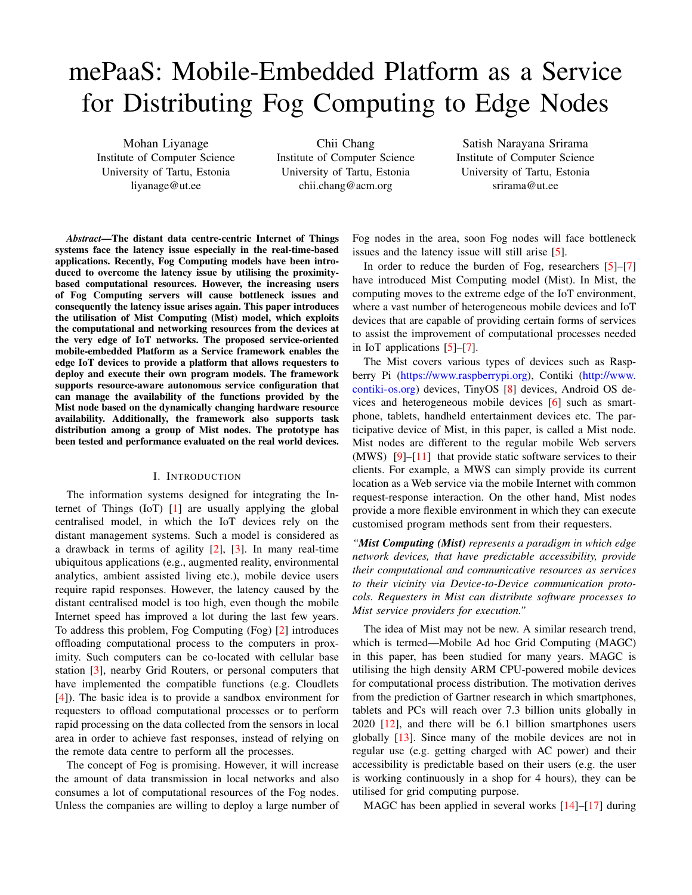# mePaaS: Mobile-Embedded Platform as a Service for Distributing Fog Computing to Edge Nodes

Mohan Liyanage
Institute of Computer Science
University of Tartu, Estonia
liyanage@ut.ee

Chii Chang
Institute of Computer Science
University of Tartu, Estonia
chii.chang@acm.org

Satish Narayana Srirama
Institute of Computer Science
University of Tartu, Estonia
srirama@ut.ee

***Abstract*—The distant data centre-centric Internet of Things systems face the latency issue especially in the real-time-based applications. Recently, Fog Computing models have been introduced to overcome the latency issue by utilising the proximity-based computational resources. However, the increasing users of Fog Computing servers will cause bottleneck issues and consequently the latency issue arises again. This paper introduces the utilisation of Mist Computing (Mist) model, which exploits the computational and networking resources from the devices at the very edge of IoT networks. The proposed service-oriented mobile-embedded Platform as a Service framework enables the edge IoT devices to provide a platform that allows requesters to deploy and execute their own program models. The framework supports resource-aware autonomous service configuration that can manage the availability of the functions provided by the Mist node based on the dynamically changing hardware resource availability. Additionally, the framework also supports task distribution among a group of Mist nodes. The prototype has been tested and performance evaluated on the real world devices.**

## I. Introduction

The information systems designed for integrating the Internet of Things (IoT) [1] are usually applying the global centralised model, in which the IoT devices rely on the distant management systems. Such a model is considered as a drawback in terms of agility [2], [3]. In many real-time ubiquitous applications (e.g., augmented reality, environmental analytics, ambient assisted living etc.), mobile device users require rapid responses. However, the latency caused by the distant centralised model is too high, even though the mobile Internet speed has improved a lot during the last few years. To address this problem, Fog Computing (Fog) [2] introduces offloading computational process to the computers in proximity. Such computers can be co-located with cellular base station [3], nearby Grid Routers, or personal computers that have implemented the compatible functions (e.g. Cloudlets [4]). The basic idea is to provide a sandbox environment for requesters to offload computational processes or to perform rapid processing on the data collected from the sensors in local area in order to achieve fast responses, instead of relying on the remote data centre to perform all the processes.

The concept of Fog is promising. However, it will increase the amount of data transmission in local networks and also consumes a lot of computational resources of the Fog nodes. Unless the companies are willing to deploy a large number of Fog nodes in the area, soon Fog nodes will face bottleneck issues and the latency issue will still arise [5].

In order to reduce the burden of Fog, researchers [5]–[7] have introduced Mist Computing model (Mist). In Mist, the computing moves to the extreme edge of the IoT environment, where a vast number of heterogeneous mobile devices and IoT devices that are capable of providing certain forms of services to assist the improvement of computational processes needed in IoT applications [5]–[7].

The Mist covers various types of devices such as Raspberry Pi (https://www.raspberrypi.org), Contiki (http://www.contiki-os.org) devices, TinyOS [8] devices, Android OS devices and heterogeneous mobile devices [6] such as smartphone, tablets, handheld entertainment devices etc. The participative device of Mist, in this paper, is called a Mist node. Mist nodes are different to the regular mobile Web servers (MWS) [9]–[11] that provide static software services to their clients. For example, a MWS can simply provide its current location as a Web service via the mobile Internet with common request-response interaction. On the other hand, Mist nodes provide a more flexible environment in which they can execute customised program methods sent from their requesters.

*"**Mist Computing (Mist)** represents a paradigm in which edge network devices, that have predictable accessibility, provide their computational and communicative resources as services to their vicinity via Device-to-Device communication protocols. Requesters in Mist can distribute software processes to Mist service providers for execution."*

The idea of Mist may not be new. A similar research trend, which is termed—Mobile Ad hoc Grid Computing (MAGC) in this paper, has been studied for many years. MAGC is utilising the high density ARM CPU-powered mobile devices for computational process distribution. The motivation derives from the prediction of Gartner research in which smartphones, tablets and PCs will reach over 7.3 billion units globally in 2020 [12], and there will be 6.1 billion smartphones users globally [13]. Since many of the mobile devices are not in regular use (e.g. getting charged with AC power) and their accessibility is predictable based on their users (e.g. the user is working continuously in a shop for 4 hours), they can be utilised for grid computing purpose.

MAGC has been applied in several works [14]–[17] during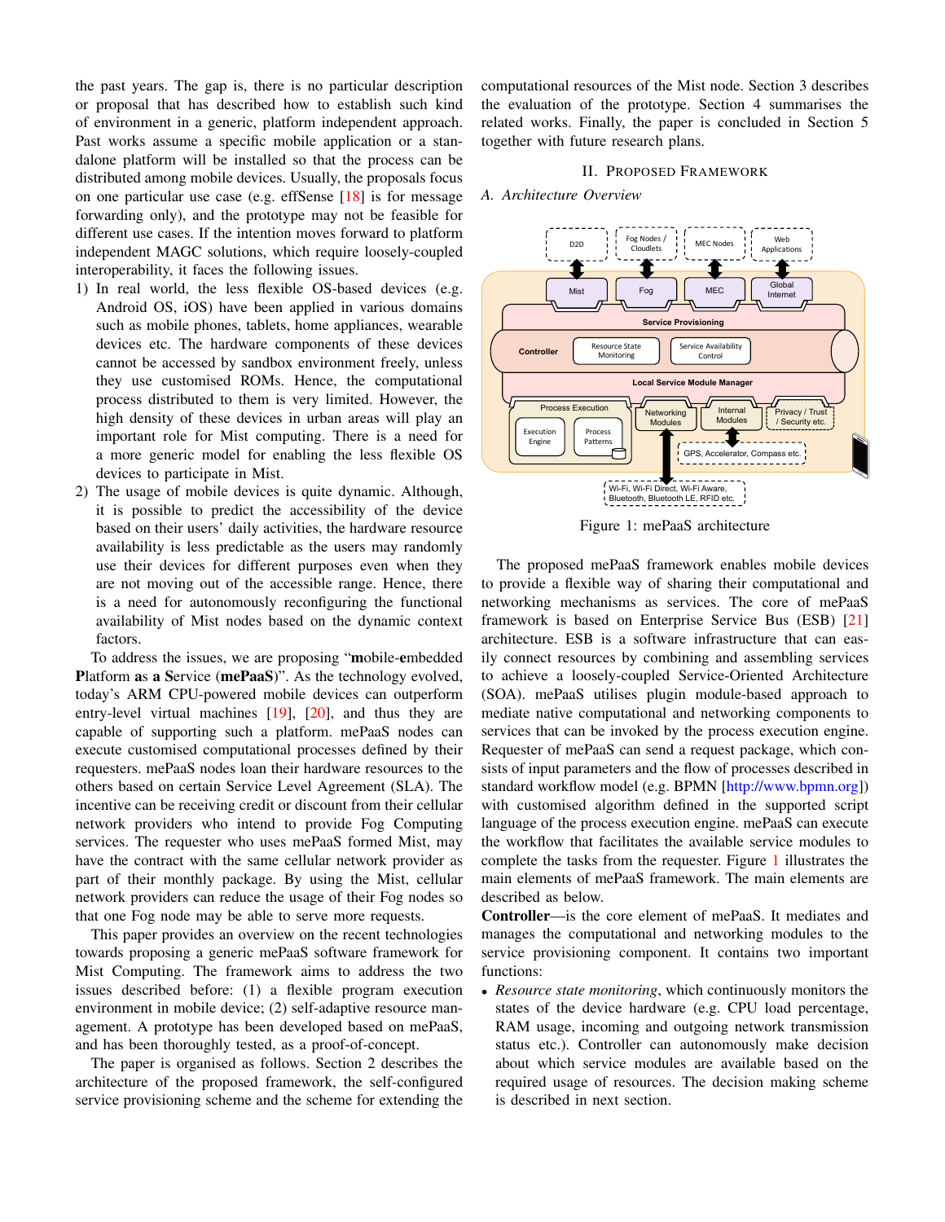the past years. The gap is, there is no particular description or proposal that has described how to establish such kind of environment in a generic, platform independent approach. Past works assume a specific mobile application or a standalone platform will be installed so that the process can be distributed among mobile devices. Usually, the proposals focus on one particular use case (e.g. effSense [18] is for message forwarding only), and the prototype may not be feasible for different use cases. If the intention moves forward to platform independent MAGC solutions, which require loosely-coupled interoperability, it faces the following issues.

1) In real world, the less flexible OS-based devices (e.g. Android OS, iOS) have been applied in various domains such as mobile phones, tablets, home appliances, wearable devices etc. The hardware components of these devices cannot be accessed by sandbox environment freely, unless they use customised ROMs. Hence, the computational process distributed to them is very limited. However, the high density of these devices in urban areas will play an important role for Mist computing. There is a need for a more generic model for enabling the less flexible OS devices to participate in Mist.
2) The usage of mobile devices is quite dynamic. Although, it is possible to predict the accessibility of the device based on their users' daily activities, the hardware resource availability is less predictable as the users may randomly use their devices for different purposes even when they are not moving out of the accessible range. Hence, there is a need for autonomously reconfiguring the functional availability of Mist nodes based on the dynamic context factors.

To address the issues, we are proposing "**m**obile-**e**mbedded **P**latform **a**s **a** **S**ervice (**mePaaS**)". As the technology evolved, today's ARM CPU-powered mobile devices can outperform entry-level virtual machines [19], [20], and thus they are capable of supporting such a platform. mePaaS nodes can execute customised computational processes defined by their requesters. mePaaS nodes loan their hardware resources to the others based on certain Service Level Agreement (SLA). The incentive can be receiving credit or discount from their cellular network providers who intend to provide Fog Computing services. The requester who uses mePaaS formed Mist, may have the contract with the same cellular network provider as part of their monthly package. By using the Mist, cellular network providers can reduce the usage of their Fog nodes so that one Fog node may be able to serve more requests.

This paper provides an overview on the recent technologies towards proposing a generic mePaaS software framework for Mist Computing. The framework aims to address the two issues described before: (1) a flexible program execution environment in mobile device; (2) self-adaptive resource management. A prototype has been developed based on mePaaS, and has been thoroughly tested, as a proof-of-concept.

The paper is organised as follows. Section 2 describes the architecture of the proposed framework, the self-configured service provisioning scheme and the scheme for extending the computational resources of the Mist node. Section 3 describes the evaluation of the prototype. Section 4 summarises the related works. Finally, the paper is concluded in Section 5 together with future research plans.

## II. Proposed Framework

### A. Architecture Overview

Figure 1: mePaaS architecture

The proposed mePaaS framework enables mobile devices to provide a flexible way of sharing their computational and networking mechanisms as services. The core of mePaaS framework is based on Enterprise Service Bus (ESB) [21] architecture. ESB is a software infrastructure that can easily connect resources by combining and assembling services to achieve a loosely-coupled Service-Oriented Architecture (SOA). mePaaS utilises plugin module-based approach to mediate native computational and networking components to services that can be invoked by the process execution engine. Requester of mePaaS can send a request package, which consists of input parameters and the flow of processes described in standard workflow model (e.g. BPMN [http://www.bpmn.org]) with customised algorithm defined in the supported script language of the process execution engine. mePaaS can execute the workflow that facilitates the available service modules to complete the tasks from the requester. Figure 1 illustrates the main elements of mePaaS framework. The main elements are described as below.

**Controller**—is the core element of mePaaS. It mediates and manages the computational and networking modules to the service provisioning component. It contains two important functions:

- *Resource state monitoring*, which continuously monitors the states of the device hardware (e.g. CPU load percentage, RAM usage, incoming and outgoing network transmission status etc.). Controller can autonomously make decision about which service modules are available based on the required usage of resources. The decision making scheme is described in next section.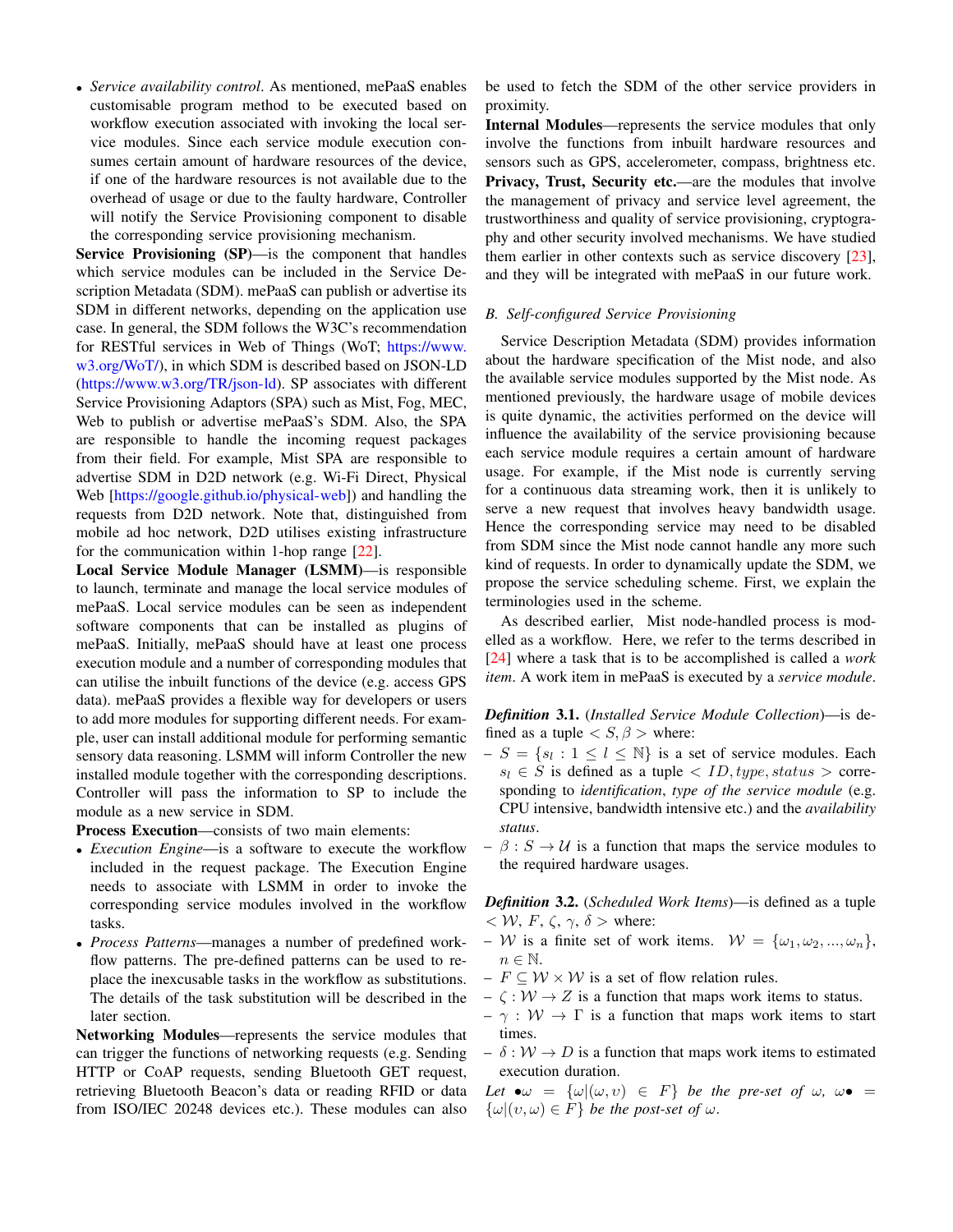- *Service availability control*. As mentioned, mePaaS enables customisable program method to be executed based on workflow execution associated with invoking the local service modules. Since each service module execution consumes certain amount of hardware resources of the device, if one of the hardware resources is not available due to the overhead of usage or due to the faulty hardware, Controller will notify the Service Provisioning component to disable the corresponding service provisioning mechanism.

**Service Provisioning (SP)**—is the component that handles which service modules can be included in the Service Description Metadata (SDM). mePaaS can publish or advertise its SDM in different networks, depending on the application use case. In general, the SDM follows the W3C's recommendation for RESTful services in Web of Things (WoT; https://www.w3.org/WoT/), in which SDM is described based on JSON-LD (https://www.w3.org/TR/json-ld). SP associates with different Service Provisioning Adaptors (SPA) such as Mist, Fog, MEC, Web to publish or advertise mePaaS's SDM. Also, the SPA are responsible to handle the incoming request packages from their field. For example, Mist SPA are responsible to advertise SDM in D2D network (e.g. Wi-Fi Direct, Physical Web [https://google.github.io/physical-web]) and handling the requests from D2D network. Note that, distinguished from mobile ad hoc network, D2D utilises existing infrastructure for the communication within 1-hop range [22].

**Local Service Module Manager (LSMM)**—is responsible to launch, terminate and manage the local service modules of mePaaS. Local service modules can be seen as independent software components that can be installed as plugins of mePaaS. Initially, mePaaS should have at least one process execution module and a number of corresponding modules that can utilise the inbuilt functions of the device (e.g. access GPS data). mePaaS provides a flexible way for developers or users to add more modules for supporting different needs. For example, user can install additional module for performing semantic sensory data reasoning. LSMM will inform Controller the new installed module together with the corresponding descriptions. Controller will pass the information to SP to include the module as a new service in SDM.

**Process Execution**—consists of two main elements:

- *Execution Engine*—is a software to execute the workflow included in the request package. The Execution Engine needs to associate with LSMM in order to invoke the corresponding service modules involved in the workflow tasks.
- *Process Patterns*—manages a number of predefined workflow patterns. The pre-defined patterns can be used to replace the inexcusable tasks in the workflow as substitutions. The details of the task substitution will be described in the later section.

**Networking Modules**—represents the service modules that can trigger the functions of networking requests (e.g. Sending HTTP or CoAP requests, sending Bluetooth GET request, retrieving Bluetooth Beacon's data or reading RFID or data from ISO/IEC 20248 devices etc.). These modules can also be used to fetch the SDM of the other service providers in proximity.

**Internal Modules**—represents the service modules that only involve the functions from inbuilt hardware resources and sensors such as GPS, accelerometer, compass, brightness etc.

**Privacy, Trust, Security etc.**—are the modules that involve the management of privacy and service level agreement, the trustworthiness and quality of service provisioning, cryptography and other security involved mechanisms. We have studied them earlier in other contexts such as service discovery [23], and they will be integrated with mePaaS in our future work.

### B. Self-configured Service Provisioning

Service Description Metadata (SDM) provides information about the hardware specification of the Mist node, and also the available service modules supported by the Mist node. As mentioned previously, the hardware usage of mobile devices is quite dynamic, the activities performed on the device will influence the availability of the service provisioning because each service module requires a certain amount of hardware usage. For example, if the Mist node is currently serving for a continuous data streaming work, then it is unlikely to serve a new request that involves heavy bandwidth usage. Hence the corresponding service may need to be disabled from SDM since the Mist node cannot handle any more such kind of requests. In order to dynamically update the SDM, we propose the service scheduling scheme. First, we explain the terminologies used in the scheme.

As described earlier, Mist node-handled process is modelled as a workflow. Here, we refer to the terms described in [24] where a task that is to be accomplished is called a *work item*. A work item in mePaaS is executed by a *service module*.

***Definition* 3.1.** (*Installed Service Module Collection*)—is defined as a tuple $< S, \beta >$ where:

- $S = \{s_l : 1 \leq l \leq \mathbb{N}\}$ is a set of service modules. Each $s_l \in S$ is defined as a tuple $< ID, type, status >$ corresponding to *identification*, *type of the service module* (e.g. CPU intensive, bandwidth intensive etc.) and the *availability status*.
- $\beta : S \to \mathcal{U}$ is a function that maps the service modules to the required hardware usages.

***Definition* 3.2.** (*Scheduled Work Items*)—is defined as a tuple $< \mathcal{W}, F, \zeta, \gamma, \delta >$ where:

- $\mathcal{W}$ is a finite set of work items. $\mathcal{W} = \{\omega_1, \omega_2, ..., \omega_n\}$, $n \in \mathbb{N}$.
- $F \subseteq \mathcal{W} \times \mathcal{W}$ is a set of flow relation rules.
- $\zeta : \mathcal{W} \to Z$ is a function that maps work items to status.
- $\gamma : \mathcal{W} \to \Gamma$ is a function that maps work items to start times.
- $\delta : \mathcal{W} \to D$ is a function that maps work items to estimated execution duration.

*Let* $\bullet\omega = \{\omega | (\omega, \upsilon) \in F\}$ *be the pre-set of* $\omega$*,* $\omega\bullet = \{\omega | (\upsilon, \omega) \in F\}$ *be the post-set of* $\omega$*.*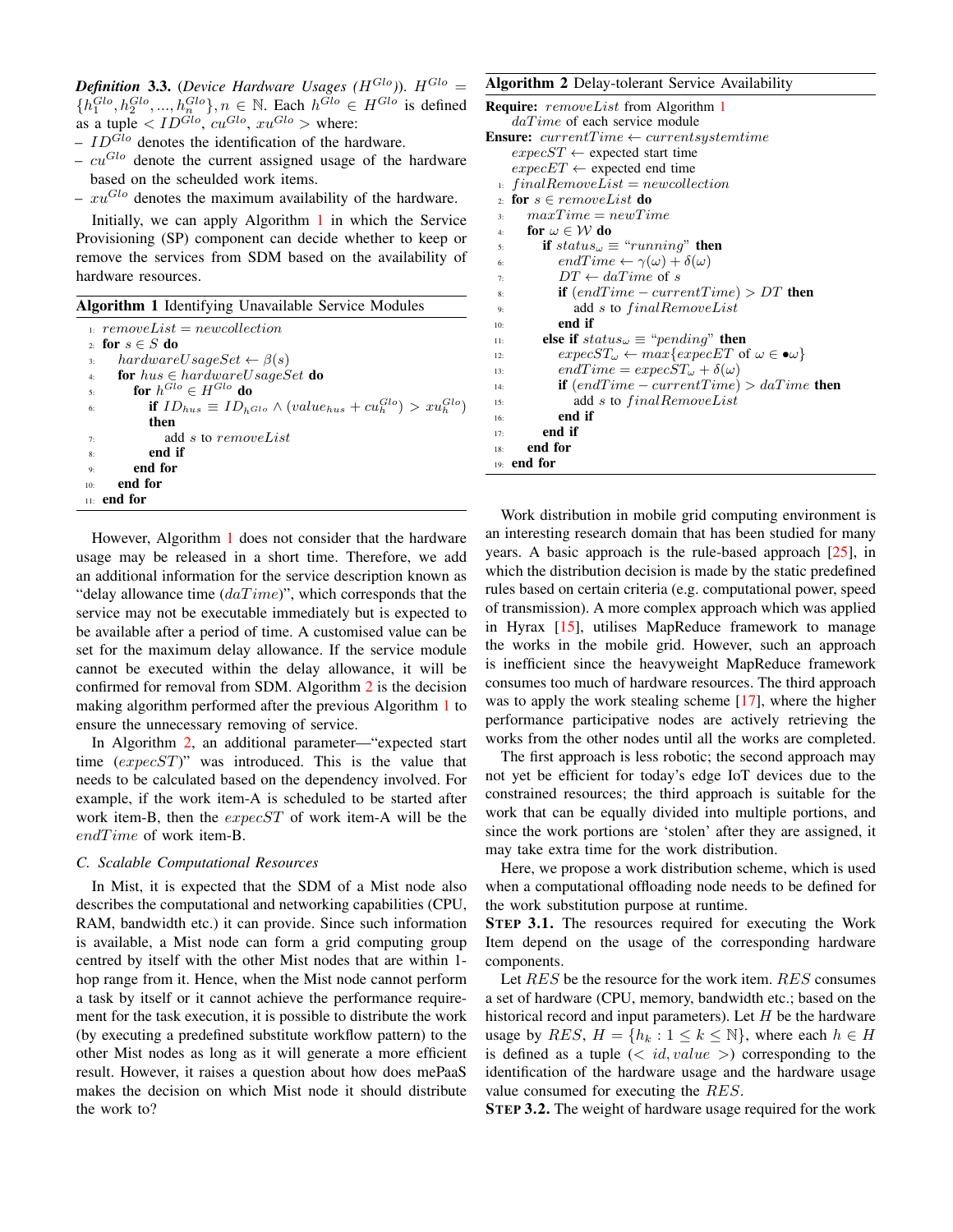***Definition* 3.3.** (*Device Hardware Usages* ($H^{Glo}$)). $H^{Glo} = \{h_1^{Glo}, h_2^{Glo}, ..., h_n^{Glo}\}, n \in \mathbb{N}$. Each $h^{Glo} \in H^{Glo}$ is defined as a tuple $< ID^{Glo}, cu^{Glo}, xu^{Glo} >$ where:

- $ID^{Glo}$ denotes the identification of the hardware.
- $cu^{Glo}$ denote the current assigned usage of the hardware based on the scheulded work items.
- $xu^{Glo}$ denotes the maximum availability of the hardware.

Initially, we can apply Algorithm 1 in which the Service Provisioning (SP) component can decide whether to keep or remove the services from SDM based on the availability of hardware resources.

**Algorithm 1** Identifying Unavailable Service Modules

```
1:  removeList = newcollection
2:  for s ∈ S do
3:    hardwareUsageSet ← β(s)
4:    for hus ∈ hardwareUsageSet do
5:      for h^Glo ∈ H^Glo do
6:        if ID_hus ≡ ID_{h^Glo} ∧ (value_hus + cu_h^Glo) > xu_h^Glo
          then
7:          add s to removeList
8:        end if
9:      end for
10:   end for
11: end for
```

However, Algorithm 1 does not consider that the hardware usage may be released in a short time. Therefore, we add an additional information for the service description known as "delay allowance time ($daTime$)", which corresponds that the service may not be executable immediately but is expected to be available after a period of time. A customised value can be set for the maximum delay allowance. If the service module cannot be executed within the delay allowance, it will be confirmed for removal from SDM. Algorithm 2 is the decision making algorithm performed after the previous Algorithm 1 to ensure the unnecessary removing of service.

In Algorithm 2, an additional parameter—"expected start time ($expecST$)" was introduced. This is the value that needs to be calculated based on the dependency involved. For example, if the work item-A is scheduled to be started after work item-B, then the $expecST$ of work item-A will be the $endTime$ of work item-B.

### C. Scalable Computational Resources

In Mist, it is expected that the SDM of a Mist node also describes the computational and networking capabilities (CPU, RAM, bandwidth etc.) it can provide. Since such information is available, a Mist node can form a grid computing group centred by itself with the other Mist nodes that are within 1-hop range from it. Hence, when the Mist node cannot perform a task by itself or it cannot achieve the performance requirement for the task execution, it is possible to distribute the work (by executing a predefined substitute workflow pattern) to the other Mist nodes as long as it will generate a more efficient result. However, it raises a question about how does mePaaS makes the decision on which Mist node it should distribute the work to?

**Algorithm 2** Delay-tolerant Service Availability

```
Require: removeList from Algorithm 1
         daTime of each service module
Ensure:  currentTime ← currentsystemtime
         expecST ← expected start time
         expecET ← expected end time
1:  finalRemoveList = newcollection
2:  for s ∈ removeList do
3:    maxTime = newTime
4:    for ω ∈ W do
5:      if status_ω ≡ "running" then
6:        endTime ← γ(ω) + δ(ω)
7:        DT ← daTime of s
8:        if (endTime − currentTime) > DT then
9:          add s to finalRemoveList
10:       end if
11:     else if status_ω ≡ "pending" then
12:       expecST_ω ← max{expecET of ω ∈ •ω}
13:       endTime = expecST_ω + δ(ω)
14:       if (endTime − currentTime) > daTime then
15:         add s to finalRemoveList
16:       end if
17:     end if
18:   end for
19: end for
```

Work distribution in mobile grid computing environment is an interesting research domain that has been studied for many years. A basic approach is the rule-based approach [25], in which the distribution decision is made by the static predefined rules based on certain criteria (e.g. computational power, speed of transmission). A more complex approach which was applied in Hyrax [15], utilises MapReduce framework to manage the works in the mobile grid. However, such an approach is inefficient since the heavyweight MapReduce framework consumes too much of hardware resources. The third approach was to apply the work stealing scheme [17], where the higher performance participative nodes are actively retrieving the works from the other nodes until all the works are completed.

The first approach is less robotic; the second approach may not yet be efficient for today's edge IoT devices due to the constrained resources; the third approach is suitable for the work that can be equally divided into multiple portions, and since the work portions are 'stolen' after they are assigned, it may take extra time for the work distribution.

Here, we propose a work distribution scheme, which is used when a computational offloading node needs to be defined for the work substitution purpose at runtime.

**STEP 3.1.** The resources required for executing the Work Item depend on the usage of the corresponding hardware components.

Let $RES$ be the resource for the work item. $RES$ consumes a set of hardware (CPU, memory, bandwidth etc.; based on the historical record and input parameters). Let $H$ be the hardware usage by $RES$, $H = \{h_k : 1 \leq k \leq \mathbb{N}\}$, where each $h \in H$ is defined as a tuple ($< id, value >$) corresponding to the identification of the hardware usage and the hardware usage value consumed for executing the $RES$.

**STEP 3.2.** The weight of hardware usage required for the work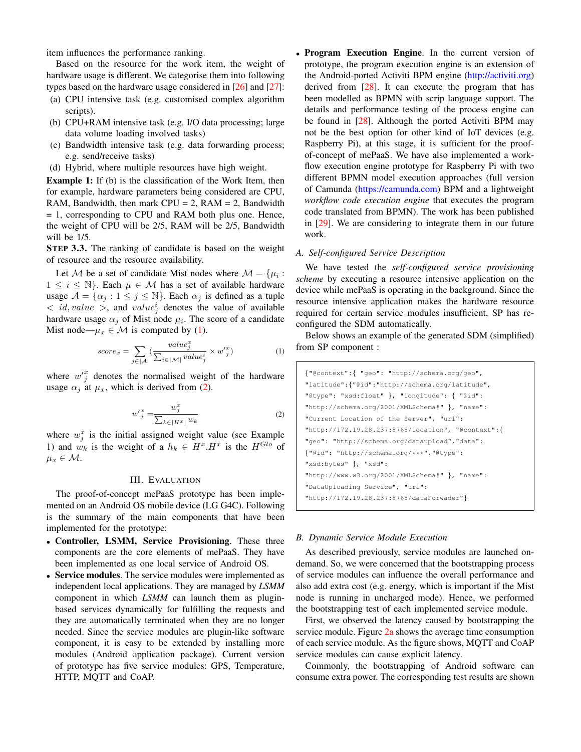item influences the performance ranking.

Based on the resource for the work item, the weight of hardware usage is different. We categorise them into following types based on the hardware usage considered in [26] and [27]:

(a) CPU intensive task (e.g. customised complex algorithm scripts).
(b) CPU+RAM intensive task (e.g. I/O data processing; large data volume loading involved tasks)
(c) Bandwidth intensive task (e.g. data forwarding process; e.g. send/receive tasks)
(d) Hybrid, where multiple resources have high weight.

**Example 1:** If (b) is the classification of the Work Item, then for example, hardware parameters being considered are CPU, RAM, Bandwidth, then mark CPU = 2, RAM = 2, Bandwidth = 1, corresponding to CPU and RAM both plus one. Hence, the weight of CPU will be 2/5, RAM will be 2/5, Bandwidth will be 1/5.

**STEP 3.3.** The ranking of candidate is based on the weight of resource and the resource availability.

Let $\mathcal{M}$ be a set of candidate Mist nodes where $\mathcal{M} = \{\mu_i : 1 \le i \le \mathbb{N}\}$. Each $\mu \in \mathcal{M}$ has a set of available hardware usage $\mathcal{A} = \{\alpha_j : 1 \le j \le \mathbb{N}\}$. Each $\alpha_j$ is defined as a tuple $< id, value >$, and $value^i_j$ denotes the value of available hardware usage $\alpha_j$ of Mist node $\mu_i$. The score of a candidate Mist node—$\mu_x \in \mathcal{M}$ is computed by (1).

$$score_x = \sum_{j \in |\mathcal{A}|} \left( \frac{value^x_j}{\sum_{i \in |\mathcal{M}|} value^i_j} \times w'^x_j \right) \tag{1}$$

where $w'^x_j$ denotes the normalised weight of the hardware usage $\alpha_j$ at $\mu_x$, which is derived from (2).

$$w'^x_j = \frac{w^x_j}{\sum_{k \in |H^x|} w_k} \tag{2}$$

where $w^x_j$ is the initial assigned weight value (see Example 1) and $w_k$ is the weight of a $h_k \in H^x$.$H^x$ is the $H^{Glo}$ of $\mu_x \in \mathcal{M}$.

## III. Evaluation

The proof-of-concept mePaaS prototype has been implemented on an Android OS mobile device (LG G4C). Following is the summary of the main components that have been implemented for the prototype:

- **Controller, LSMM, Service Provisioning**. These three components are the core elements of mePaaS. They have been implemented as one local service of Android OS.
- **Service modules**. The service modules were implemented as independent local applications. They are managed by *LSMM* component in which *LSMM* can launch them as plugin-based services dynamically for fulfilling the requests and they are automatically terminated when they are no longer needed. Since the service modules are plugin-like software component, it is easy to be extended by installing more modules (Android application package). Current version of prototype has five service modules: GPS, Temperature, HTTP, MQTT and CoAP.
- **Program Execution Engine**. In the current version of prototype, the program execution engine is an extension of the Android-ported Activiti BPM engine (http://activiti.org) derived from [28]. It can execute the program that has been modelled as BPMN with scrip language support. The details and performance testing of the process engine can be found in [28]. Although the ported Activiti BPM may not be the best option for other kind of IoT devices (e.g. Raspberry Pi), at this stage, it is sufficient for the proof-of-concept of mePaaS. We have also implemented a workflow execution engine prototype for Raspberry Pi with two different BPMN model execution approaches (full version of Camunda (https://camunda.com) BPM and a lightweight *workflow code execution engine* that executes the program code translated from BPMN). The work has been published in [29]. We are considering to integrate them in our future work.

### A. Self-configured Service Description

We have tested the *self-configured service provisioning scheme* by executing a resource intensive application on the device while mePaaS is operating in the background. Since the resource intensive application makes the hardware resource required for certain service modules insufficient, SP has re-configured the SDM automatically.

Below shows an example of the generated SDM (simplified) from SP component :

```
{"@context":{ "geo": "http://schema.org/geo",
"latitude":{"@id":"http://schema.org/latitude",
"@type": "xsd:float" }, "longitude": { "@id":
"http://schema.org/2001/XMLSchema#" }, "name":
"Current Location of the Server", "url":
"http://172.19.28.237:8765/location", "@context":{
"geo": "http://schema.org/dataupload","data":
{"@id": "http://schema.org/***","@type":
"xsd:bytes" }, "xsd":
"http://www.w3.org/2001/XMLSchema#" }, "name":
"DataUploading Service", "url":
"http://172.19.28.237:8765/dataForwader"}
```

### B. Dynamic Service Module Execution

As described previously, service modules are launched on-demand. So, we were concerned that the bootstrapping process of service modules can influence the overall performance and also add extra cost (e.g. energy, which is important if the Mist node is running in uncharged mode). Hence, we performed the bootstrapping test of each implemented service module.

First, we observed the latency caused by bootstrapping the service module. Figure 2a shows the average time consumption of each service module. As the figure shows, MQTT and CoAP service modules can cause explicit latency.

Commonly, the bootstrapping of Android software can consume extra power. The corresponding test results are shown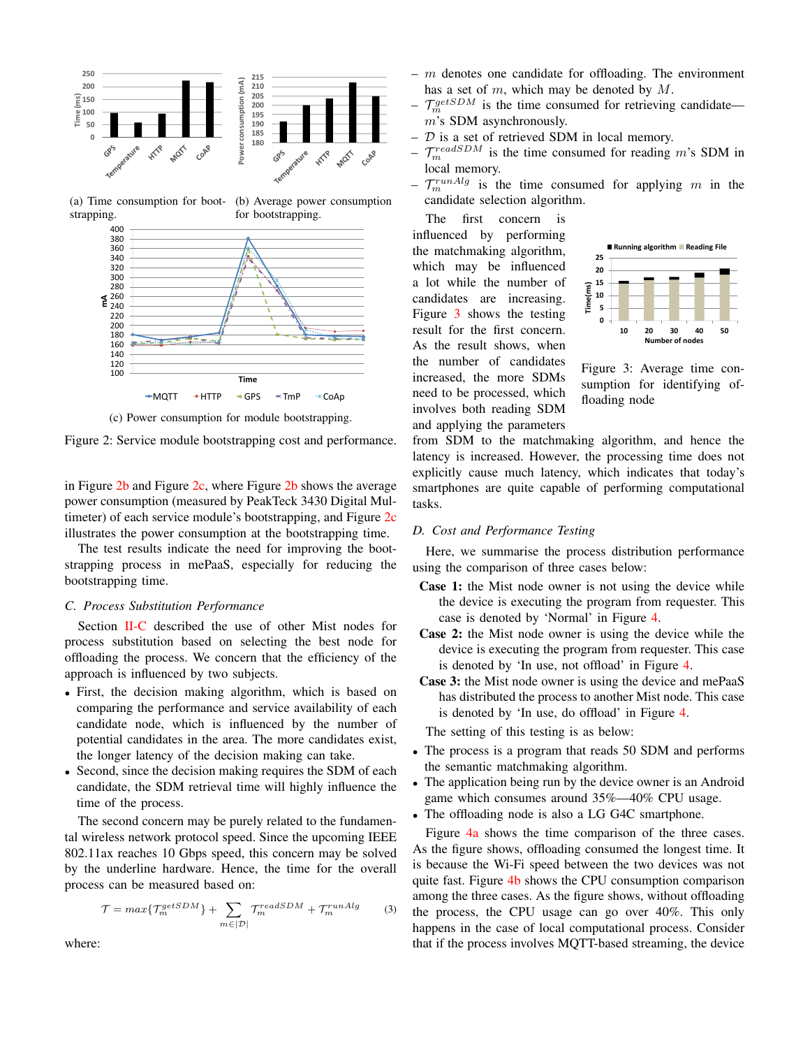(a) Time consumption for bootstrapping.

(b) Average power consumption for bootstrapping.

(c) Power consumption for module bootstrapping.

Figure 2: Service module bootstrapping cost and performance.

in Figure 2b and Figure 2c, where Figure 2b shows the average power consumption (measured by PeakTeck 3430 Digital Multimeter) of each service module's bootstrapping, and Figure 2c illustrates the power consumption at the bootstrapping time.

The test results indicate the need for improving the bootstrapping process in mePaaS, especially for reducing the bootstrapping time.

### C. Process Substitution Performance

Section II-C described the use of other Mist nodes for process substitution based on selecting the best node for offloading the process. We concern that the efficiency of the approach is influenced by two subjects.

- First, the decision making algorithm, which is based on comparing the performance and service availability of each candidate node, which is influenced by the number of potential candidates in the area. The more candidates exist, the longer latency of the decision making can take.
- Second, since the decision making requires the SDM of each candidate, the SDM retrieval time will highly influence the time of the process.

The second concern may be purely related to the fundamental wireless network protocol speed. Since the upcoming IEEE 802.11ax reaches 10 Gbps speed, this concern may be solved by the underline hardware. Hence, the time for the overall process can be measured based on:

$$\mathcal{T} = max\{\mathcal{T}_m^{getSDM}\} + \sum_{m \in |\mathcal{D}|} \mathcal{T}_m^{readSDM} + \mathcal{T}_m^{runAlg} \tag{3}$$

where:

- $m$ denotes one candidate for offloading. The environment has a set of $m$, which may be denoted by $M$.
- $\mathcal{T}_m^{getSDM}$ is the time consumed for retrieving candidate—$m$'s SDM asynchronously.
- $\mathcal{D}$ is a set of retrieved SDM in local memory.
- $\mathcal{T}_m^{readSDM}$ is the time consumed for reading $m$'s SDM in local memory.
- $\mathcal{T}_m^{runAlg}$ is the time consumed for applying $m$ in the candidate selection algorithm.

The first concern is influenced by performing the matchmaking algorithm, which may be influenced a lot while the number of candidates are increasing. Figure 3 shows the testing result for the first concern. As the result shows, when the number of candidates increased, the more SDMs need to be processed, which involves both reading SDM and applying the parameters from SDM to the matchmaking algorithm, and hence the latency is increased. However, the processing time does not explicitly cause much latency, which indicates that today's smartphones are quite capable of performing computational tasks.

Figure 3: Average time consumption for identifying offloading node

### D. Cost and Performance Testing

Here, we summarise the process distribution performance using the comparison of three cases below:

**Case 1:** the Mist node owner is not using the device while the device is executing the program from requester. This case is denoted by 'Normal' in Figure 4.

**Case 2:** the Mist node owner is using the device while the device is executing the program from requester. This case is denoted by 'In use, not offload' in Figure 4.

**Case 3:** the Mist node owner is using the device and mePaaS has distributed the process to another Mist node. This case is denoted by 'In use, do offload' in Figure 4.

The setting of this testing is as below:

- The process is a program that reads 50 SDM and performs the semantic matchmaking algorithm.
- The application being run by the device owner is an Android game which consumes around 35%—40% CPU usage.
- The offloading node is also a LG G4C smartphone.

Figure 4a shows the time comparison of the three cases. As the figure shows, offloading consumed the longest time. It is because the Wi-Fi speed between the two devices was not quite fast. Figure 4b shows the CPU consumption comparison among the three cases. As the figure shows, without offloading the process, the CPU usage can go over 40%. This only happens in the case of local computational process. Consider that if the process involves MQTT-based streaming, the device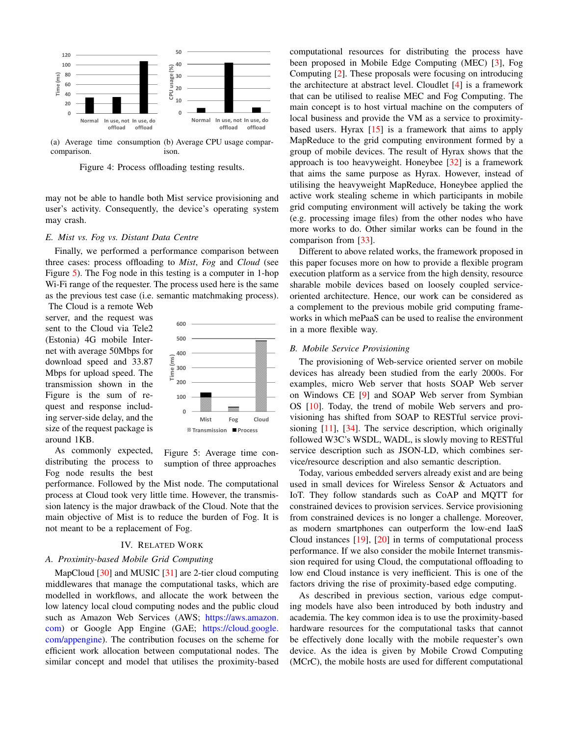(a) Average time consumption comparison.

(b) Average CPU usage comparison.

Figure 4: Process offloading testing results.

may not be able to handle both Mist service provisioning and user's activity. Consequently, the device's operating system may crash.

### *E. Mist vs. Fog vs. Distant Data Centre*

Finally, we performed a performance comparison between three cases: process offloading to *Mist*, *Fog* and *Cloud* (see Figure 5). The Fog node in this testing is a computer in 1-hop Wi-Fi range of the requester. The process used here is the same as the previous test case (i.e. semantic matchmaking process). The Cloud is a remote Web server, and the request was sent to the Cloud via Tele2 (Estonia) 4G mobile Internet with average 50Mbps for download speed and 33.87 Mbps for upload speed. The transmission shown in the Figure is the sum of request and response including server-side delay, and the size of the request package is around 1KB.

Figure 5: Average time consumption of three approaches

As commonly expected, distributing the process to Fog node results the best performance. Followed by the Mist node. The computational process at Cloud took very little time. However, the transmission latency is the major drawback of the Cloud. Note that the main objective of Mist is to reduce the burden of Fog. It is not meant to be a replacement of Fog.

## IV. Related Work

### *A. Proximity-based Mobile Grid Computing*

MapCloud [30] and MUSIC [31] are 2-tier cloud computing middlewares that manage the computational tasks, which are modelled in workflows, and allocate the work between the low latency local cloud computing nodes and the public cloud such as Amazon Web Services (AWS; https://aws.amazon.com) or Google App Engine (GAE; https://cloud.google.com/appengine). The contribution focuses on the scheme for efficient work allocation between computational nodes. The similar concept and model that utilises the proximity-based computational resources for distributing the process have been proposed in Mobile Edge Computing (MEC) [3], Fog Computing [2]. These proposals were focusing on introducing the architecture at abstract level. Cloudlet [4] is a framework that can be utilised to realise MEC and Fog Computing. The main concept is to host virtual machine on the computers of local business and provide the VM as a service to proximity-based users. Hyrax [15] is a framework that aims to apply MapReduce to the grid computing environment formed by a group of mobile devices. The result of Hyrax shows that the approach is too heavyweight. Honeybee [32] is a framework that aims the same purpose as Hyrax. However, instead of utilising the heavyweight MapReduce, Honeybee applied the active work stealing scheme in which participants in mobile grid computing environment will actively be taking the work (e.g. processing image files) from the other nodes who have more works to do. Other similar works can be found in the comparison from [33].

Different to above related works, the framework proposed in this paper focuses more on how to provide a flexible program execution platform as a service from the high density, resource sharable mobile devices based on loosely coupled service-oriented architecture. Hence, our work can be considered as a complement to the previous mobile grid computing frameworks in which mePaaS can be used to realise the environment in a more flexible way.

### *B. Mobile Service Provisioning*

The provisioning of Web-service oriented server on mobile devices has already been studied from the early 2000s. For examples, micro Web server that hosts SOAP Web server on Windows CE [9] and SOAP Web server from Symbian OS [10]. Today, the trend of mobile Web servers and provisioning has shifted from SOAP to RESTful service provisioning [11], [34]. The service description, which originally followed W3C's WSDL, WADL, is slowly moving to RESTful service description such as JSON-LD, which combines service/resource description and also semantic description.

Today, various embedded servers already exist and are being used in small devices for Wireless Sensor & Actuators and IoT. They follow standards such as CoAP and MQTT for constrained devices to provision services. Service provisioning from constrained devices is no longer a challenge. Moreover, as modern smartphones can outperform the low-end IaaS Cloud instances [19], [20] in terms of computational process performance. If we also consider the mobile Internet transmission required for using Cloud, the computational offloading to low end Cloud instance is very inefficient. This is one of the factors driving the rise of proximity-based edge computing.

As described in previous section, various edge computing models have also been introduced by both industry and academia. The key common idea is to use the proximity-based hardware resources for the computational tasks that cannot be effectively done locally with the mobile requester's own device. As the idea is given by Mobile Crowd Computing (MCrC), the mobile hosts are used for different computational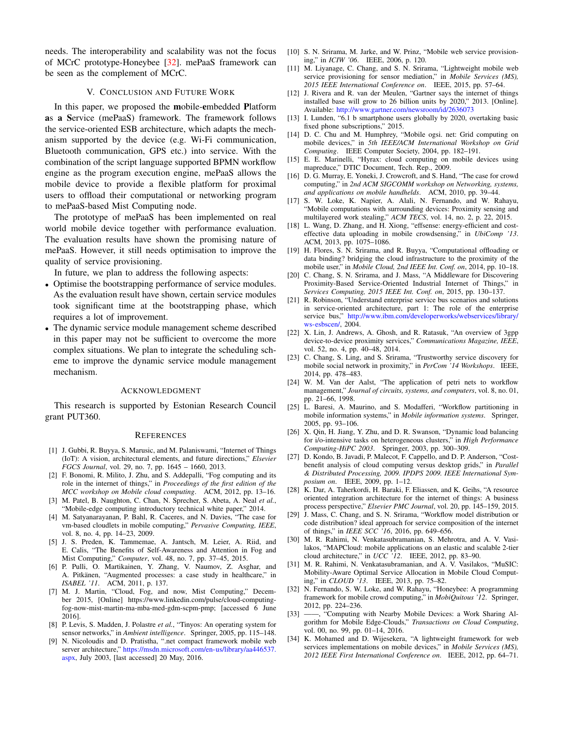needs. The interoperability and scalability was not the focus of MCrC prototype-Honeybee [32]. mePaaS framework can be seen as the complement of MCrC.

## V. Conclusion and Future Work

In this paper, we proposed the **m**obile-**e**mbedded **P**latform **a**s **a** **S**ervice (mePaaS) framework. The framework follows the service-oriented ESB architecture, which adapts the mechanism supported by the device (e.g. Wi-Fi communication, Bluetooth communication, GPS etc.) into service. With the combination of the script language supported BPMN workflow engine as the program execution engine, mePaaS allows the mobile device to provide a flexible platform for proximal users to offload their computational or networking program to mePaaS-based Mist Computing node.

The prototype of mePaaS has been implemented on real world mobile device together with performance evaluation. The evaluation results have shown the promising nature of mePaaS. However, it still needs optimisation to improve the quality of service provisioning.

In future, we plan to address the following aspects:

- Optimise the bootstrapping performance of service modules. As the evaluation result have shown, certain service modules took significant time at the bootstrapping phase, which requires a lot of improvement.
- The dynamic service module management scheme described in this paper may not be sufficient to overcome the more complex situations. We plan to integrate the scheduling scheme to improve the dynamic service module management mechanism.

## Acknowledgment

This research is supported by Estonian Research Council grant PUT360.

## References

[1] J. Gubbi, R. Buyya, S. Marusic, and M. Palaniswami, "Internet of Things (IoT): A vision, architectural elements, and future directions," *Elsevier FGCS Journal*, vol. 29, no. 7, pp. 1645 – 1660, 2013.

[2] F. Bonomi, R. Milito, J. Zhu, and S. Addepalli, "Fog computing and its role in the internet of things," in *Proceedings of the first edition of the MCC workshop on Mobile cloud computing*. ACM, 2012, pp. 13–16.

[3] M. Patel, B. Naughton, C. Chan, N. Sprecher, S. Abeta, A. Neal *et al.*, "Mobile-edge computing introductory technical white paper," 2014.

[4] M. Satyanarayanan, P. Bahl, R. Caceres, and N. Davies, "The case for vm-based cloudlets in mobile computing," *Pervasive Computing, IEEE*, vol. 8, no. 4, pp. 14–23, 2009.

[5] J. S. Preden, K. Tammemae, A. Jantsch, M. Leier, A. Riid, and E. Calis, "The Benefits of Self-Awareness and Attention in Fog and Mist Computing," *Computer*, vol. 48, no. 7, pp. 37–45, 2015.

[6] P. Pulli, O. Martikainen, Y. Zhang, V. Naumov, Z. Asghar, and A. Pitkänen, "Augmented processes: a case study in healthcare," in *ISABEL '11*. ACM, 2011, p. 137.

[7] M. J. Martin, "Cloud, Fog, and now, Mist Computing," December 2015, [Online] https://www.linkedin.com/pulse/cloud-computing-fog-now-mist-martin-ma-mba-med-gdm-scpm-pmp; [accessed 6 June 2016].

[8] P. Levis, S. Madden, J. Polastre *et al.*, "Tinyos: An operating system for sensor networks," in *Ambient intelligence*. Springer, 2005, pp. 115–148.

[9] N. Nicoloudis and D. Pratistha, ".net compact framework mobile web server architecture," https://msdn.microsoft.com/en-us/library/aa446537.aspx, July 2003, [last accessed] 20 May, 2016.

[10] S. N. Srirama, M. Jarke, and W. Prinz, "Mobile web service provisioning," in *ICIW '06*. IEEE, 2006, p. 120.

[11] M. Liyanage, C. Chang, and S. N. Srirama, "Lightweight mobile web service provisioning for sensor mediation," in *Mobile Services (MS), 2015 IEEE International Conference on*. IEEE, 2015, pp. 57–64.

[12] J. Rivera and R. van der Meulen, "Gartner says the internet of things installed base will grow to 26 billion units by 2020," 2013. [Online]. Available: http://www.gartner.com/newsroom/id/2636073

[13] I. Lunden, "6.1 b smartphone users globally by 2020, overtaking basic fixed phone subscriptions," 2015.

[14] D. C. Chu and M. Humphrey, "Mobile ogsi. net: Grid computing on mobile devices," in *5th IEEE/ACM International Workshop on Grid Computing*. IEEE Computer Society, 2004, pp. 182–191.

[15] E. E. Marinelli, "Hyrax: cloud computing on mobile devices using mapreduce," DTIC Document, Tech. Rep., 2009.

[16] D. G. Murray, E. Yoneki, J. Crowcroft, and S. Hand, "The case for crowd computing," in *2nd ACM SIGCOMM workshop on Networking, systems, and applications on mobile handhelds*. ACM, 2010, pp. 39–44.

[17] S. W. Loke, K. Napier, A. Alali, N. Fernando, and W. Rahayu, "Mobile computations with surrounding devices: Proximity sensing and multilayered work stealing," *ACM TECS*, vol. 14, no. 2, p. 22, 2015.

[18] L. Wang, D. Zhang, and H. Xiong, "effsense: energy-efficient and cost-effective data uploading in mobile crowdsensing," in *UbiComp '13*. ACM, 2013, pp. 1075–1086.

[19] H. Flores, S. N. Srirama, and R. Buyya, "Computational offloading or data binding? bridging the cloud infrastructure to the proximity of the mobile user," in *Mobile Cloud, 2nd IEEE Int. Conf. on*, 2014, pp. 10–18.

[20] C. Chang, S. N. Srirama, and J. Mass, "A Middleware for Discovering Proximity-Based Service-Oriented Industrial Internet of Things," in *Services Computing, 2015 IEEE Int. Conf. on*, 2015, pp. 130–137.

[21] R. Robinson, "Understand enterprise service bus scenarios and solutions in service-oriented architecture, part 1: The role of the enterprise service bus," http://www.ibm.com/developerworks/webservices/library/ws-esbscen/, 2004.

[22] X. Lin, J. Andrews, A. Ghosh, and R. Ratasuk, "An overview of 3gpp device-to-device proximity services," *Communications Magazine, IEEE*, vol. 52, no. 4, pp. 40–48, 2014.

[23] C. Chang, S. Ling, and S. Srirama, "Trustworthy service discovery for mobile social network in proximity," in *PerCom '14 Workshops*. IEEE, 2014, pp. 478–483.

[24] W. M. Van der Aalst, "The application of petri nets to workflow management," *Journal of circuits, systems, and computers*, vol. 8, no. 01, pp. 21–66, 1998.

[25] L. Baresi, A. Maurino, and S. Modafferi, "Workflow partitioning in mobile information systems," in *Mobile information systems*. Springer, 2005, pp. 93–106.

[26] X. Qin, H. Jiang, Y. Zhu, and D. R. Swanson, "Dynamic load balancing for i/o-intensive tasks on heterogeneous clusters," in *High Performance Computing-HiPC 2003*. Springer, 2003, pp. 300–309.

[27] D. Kondo, B. Javadi, P. Malecot, F. Cappello, and D. P. Anderson, "Cost-benefit analysis of cloud computing versus desktop grids," in *Parallel & Distributed Processing, 2009. IPDPS 2009. IEEE International Symposium on*. IEEE, 2009, pp. 1–12.

[28] K. Dar, A. Taherkordi, H. Baraki, F. Eliassen, and K. Geihs, "A resource oriented integration architecture for the internet of things: A business process perspective," *Elsevier PMC Journal*, vol. 20, pp. 145–159, 2015.

[29] J. Mass, C. Chang, and S. N. Srirama, "Workflow model distribution or code distribution? ideal approach for service composition of the internet of things," in *IEEE SCC '16*, 2016, pp. 649–656.

[30] M. R. Rahimi, N. Venkatasubramanian, S. Mehrotra, and A. V. Vasilakos, "MAPCloud: mobile applications on an elastic and scalable 2-tier cloud architecture," in *UCC '12*. IEEE, 2012, pp. 83–90.

[31] M. R. Rahimi, N. Venkatasubramanian, and A. V. Vasilakos, "MuSIC: Mobility-Aware Optimal Service Allocation in Mobile Cloud Computing," in *CLOUD '13*. IEEE, 2013, pp. 75–82.

[32] N. Fernando, S. W. Loke, and W. Rahayu, "Honeybee: A programming framework for mobile crowd computing," in *MobiQuitous '12*. Springer, 2012, pp. 224–236.

[33] ——, "Computing with Nearby Mobile Devices: a Work Sharing Algorithm for Mobile Edge-Clouds," *Transactions on Cloud Computing*, vol. 00, no. 99, pp. 01–14, 2016.

[34] K. Mohamed and D. Wijesekera, "A lightweight framework for web services implementations on mobile devices," in *Mobile Services (MS), 2012 IEEE First International Conference on*. IEEE, 2012, pp. 64–71.